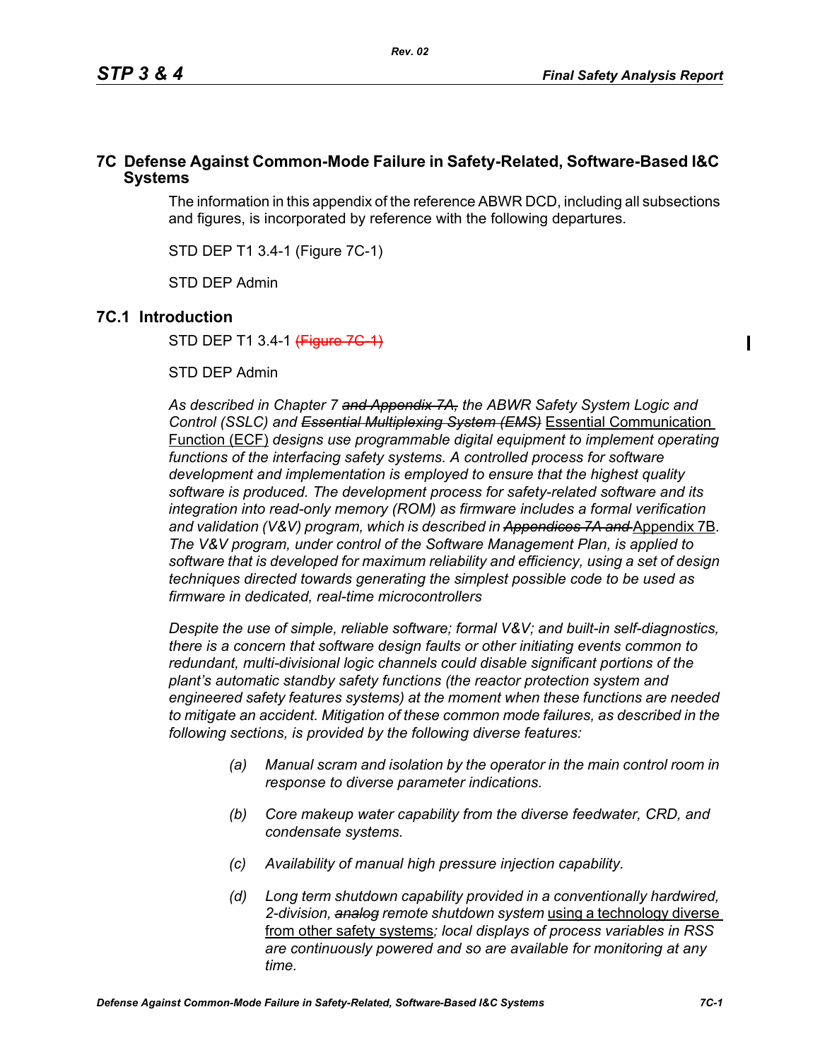# 7C Defense Against Common-Mode Failure in Safety-Related, Software-Based I&C Systems

The information in this appendix of the reference ABWR DCD, including all subsections and figures, is incorporated by reference with the following departures.

STD DEP T1 3.4-1 (Figure 7C-1)

STD DEP Admin

## 7C.1 Introduction

STD DEP T1 3.4-1 ~~(Figure 7C-1)~~

STD DEP Admin

*As described in Chapter 7* ~~*and Appendix 7A,*~~ *the ABWR Safety System Logic and Control (SSLC) and* ~~*Essential Multiplexing System (EMS)*~~ Essential Communication Function (ECF) *designs use programmable digital equipment to implement operating functions of the interfacing safety systems. A controlled process for software development and implementation is employed to ensure that the highest quality software is produced. The development process for safety-related software and its integration into read-only memory (ROM) as firmware includes a formal verification and validation (V&V) program, which is described in* ~~*Appendices 7A and*~~ Appendix 7B*. The V&V program, under control of the Software Management Plan, is applied to software that is developed for maximum reliability and efficiency, using a set of design techniques directed towards generating the simplest possible code to be used as firmware in dedicated, real-time microcontrollers*

*Despite the use of simple, reliable software; formal V&V; and built-in self-diagnostics, there is a concern that software design faults or other initiating events common to redundant, multi-divisional logic channels could disable significant portions of the plant's automatic standby safety functions (the reactor protection system and engineered safety features systems) at the moment when these functions are needed to mitigate an accident. Mitigation of these common mode failures, as described in the following sections, is provided by the following diverse features:*

- *(a) Manual scram and isolation by the operator in the main control room in response to diverse parameter indications.*
- *(b) Core makeup water capability from the diverse feedwater, CRD, and condensate systems.*
- *(c) Availability of manual high pressure injection capability.*
- *(d) Long term shutdown capability provided in a conventionally hardwired, 2-division,* ~~*analog*~~ *remote shutdown system* using a technology diverse from other safety systems*; local displays of process variables in RSS are continuously powered and so are available for monitoring at any time.*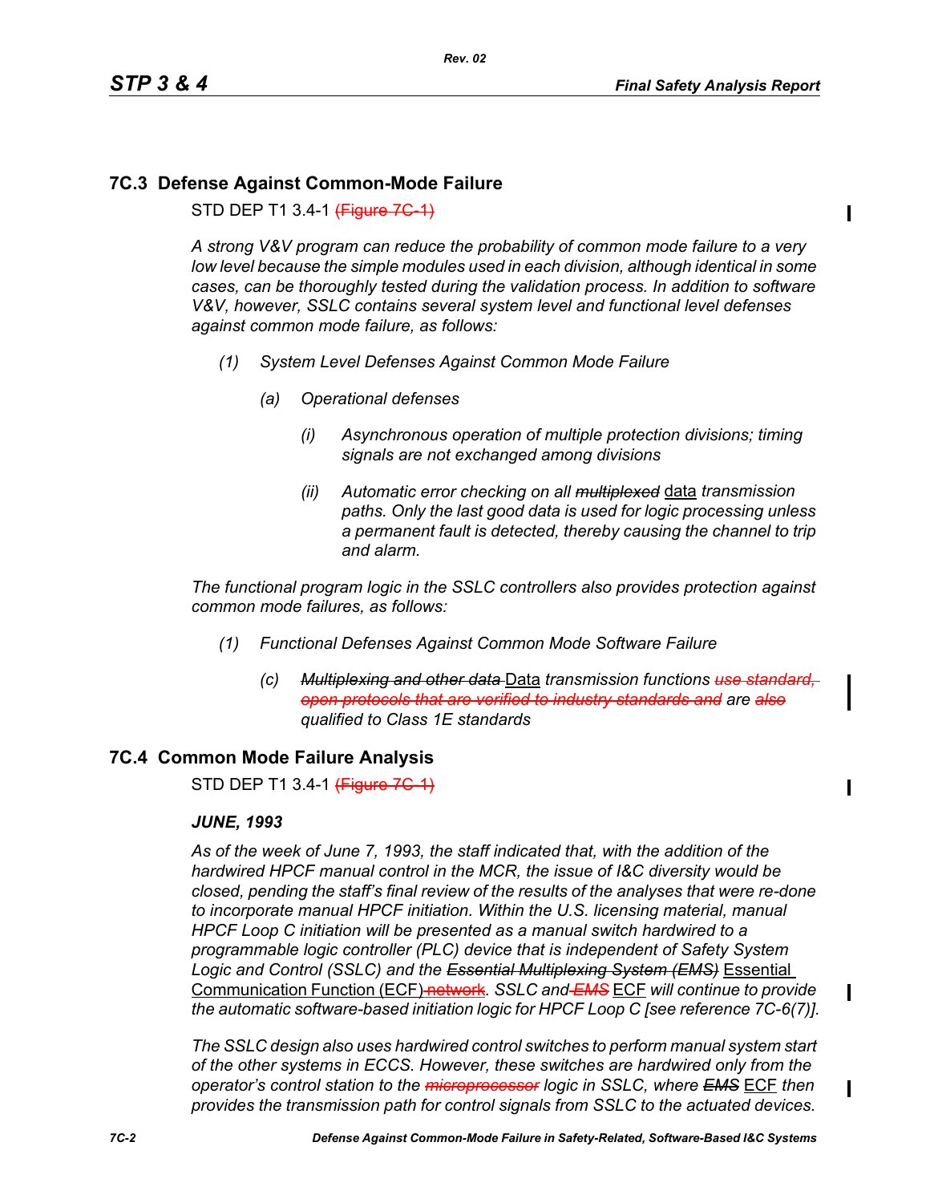## 7C.3 Defense Against Common-Mode Failure

STD DEP T1 3.4-1 ~~(Figure 7C-1)~~

*A strong V&V program can reduce the probability of common mode failure to a very low level because the simple modules used in each division, although identical in some cases, can be thoroughly tested during the validation process. In addition to software V&V, however, SSLC contains several system level and functional level defenses against common mode failure, as follows:*

*(1) System Level Defenses Against Common Mode Failure*

*(a) Operational defenses*

*(i) Asynchronous operation of multiple protection divisions; timing signals are not exchanged among divisions*

*(ii) Automatic error checking on all ~~multiplexed~~* data *transmission paths. Only the last good data is used for logic processing unless a permanent fault is detected, thereby causing the channel to trip and alarm.*

*The functional program logic in the SSLC controllers also provides protection against common mode failures, as follows:*

*(1) Functional Defenses Against Common Mode Software Failure*

*(c) ~~Multiplexing and other data~~* Data *transmission functions ~~use standard, open protocols that are verified to industry standards and~~ are ~~also~~ qualified to Class 1E standards*

## 7C.4 Common Mode Failure Analysis

STD DEP T1 3.4-1 ~~(Figure 7C-1)~~

***JUNE, 1993***

*As of the week of June 7, 1993, the staff indicated that, with the addition of the hardwired HPCF manual control in the MCR, the issue of I&C diversity would be closed, pending the staff's final review of the results of the analyses that were re-done to incorporate manual HPCF initiation. Within the U.S. licensing material, manual HPCF Loop C initiation will be presented as a manual switch hardwired to a programmable logic controller (PLC) device that is independent of Safety System Logic and Control (SSLC) and the ~~Essential Multiplexing System (EMS)~~* Essential Communication Function (ECF) ~~network~~. *SSLC and ~~EMS~~* ECF *will continue to provide the automatic software-based initiation logic for HPCF Loop C [see reference 7C-6(7)].*

*The SSLC design also uses hardwired control switches to perform manual system start of the other systems in ECCS. However, these switches are hardwired only from the operator's control station to the ~~microprocessor~~ logic in SSLC, where ~~EMS~~* ECF *then provides the transmission path for control signals from SSLC to the actuated devices.*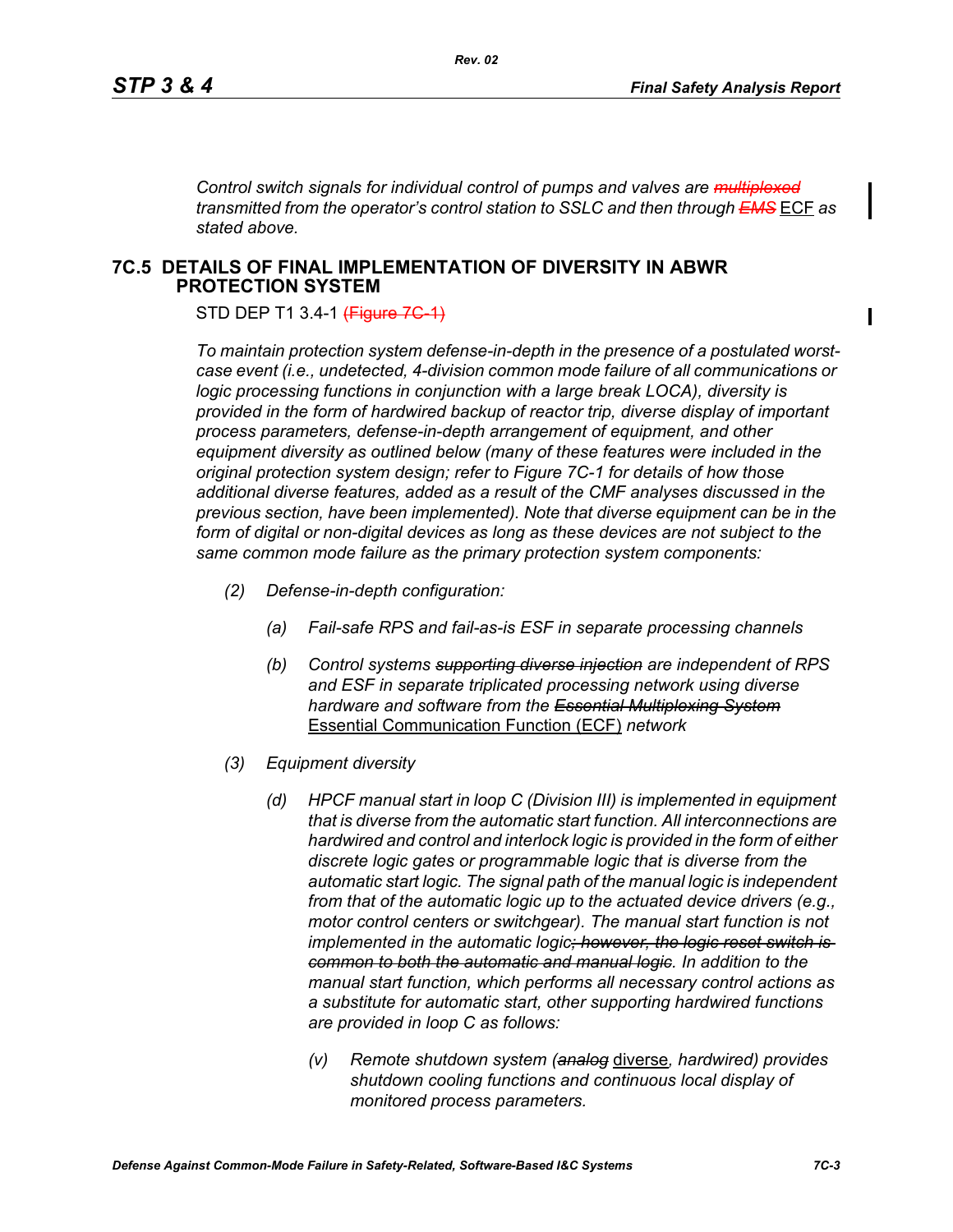*Control switch signals for individual control of pumps and valves are* ~~*multiplexed*~~ *transmitted from the operator's control station to SSLC and then through* ~~*EMS*~~ ECF *as stated above.*

## 7C.5 DETAILS OF FINAL IMPLEMENTATION OF DIVERSITY IN ABWR PROTECTION SYSTEM

STD DEP T1 3.4-1 ~~(Figure 7C-1)~~

*To maintain protection system defense-in-depth in the presence of a postulated worst-case event (i.e., undetected, 4-division common mode failure of all communications or logic processing functions in conjunction with a large break LOCA), diversity is provided in the form of hardwired backup of reactor trip, diverse display of important process parameters, defense-in-depth arrangement of equipment, and other equipment diversity as outlined below (many of these features were included in the original protection system design; refer to Figure 7C-1 for details of how those additional diverse features, added as a result of the CMF analyses discussed in the previous section, have been implemented). Note that diverse equipment can be in the form of digital or non-digital devices as long as these devices are not subject to the same common mode failure as the primary protection system components:*

- *(2) Defense-in-depth configuration:*
  - *(a) Fail-safe RPS and fail-as-is ESF in separate processing channels*
  - *(b) Control systems* ~~*supporting diverse injection*~~ *are independent of RPS and ESF in separate triplicated processing network using diverse hardware and software from the* ~~*Essential Multiplexing System*~~ Essential Communication Function (ECF) *network*
- *(3) Equipment diversity*
  - *(d) HPCF manual start in loop C (Division III) is implemented in equipment that is diverse from the automatic start function. All interconnections are hardwired and control and interlock logic is provided in the form of either discrete logic gates or programmable logic that is diverse from the automatic start logic. The signal path of the manual logic is independent from that of the automatic logic up to the actuated device drivers (e.g., motor control centers or switchgear). The manual start function is not implemented in the automatic logic*~~*; however, the logic reset switch is common to both the automatic and manual logic*~~*. In addition to the manual start function, which performs all necessary control actions as a substitute for automatic start, other supporting hardwired functions are provided in loop C as follows:*
    - *(v) Remote shutdown system (*~~*analog*~~ diverse*, hardwired) provides shutdown cooling functions and continuous local display of monitored process parameters.*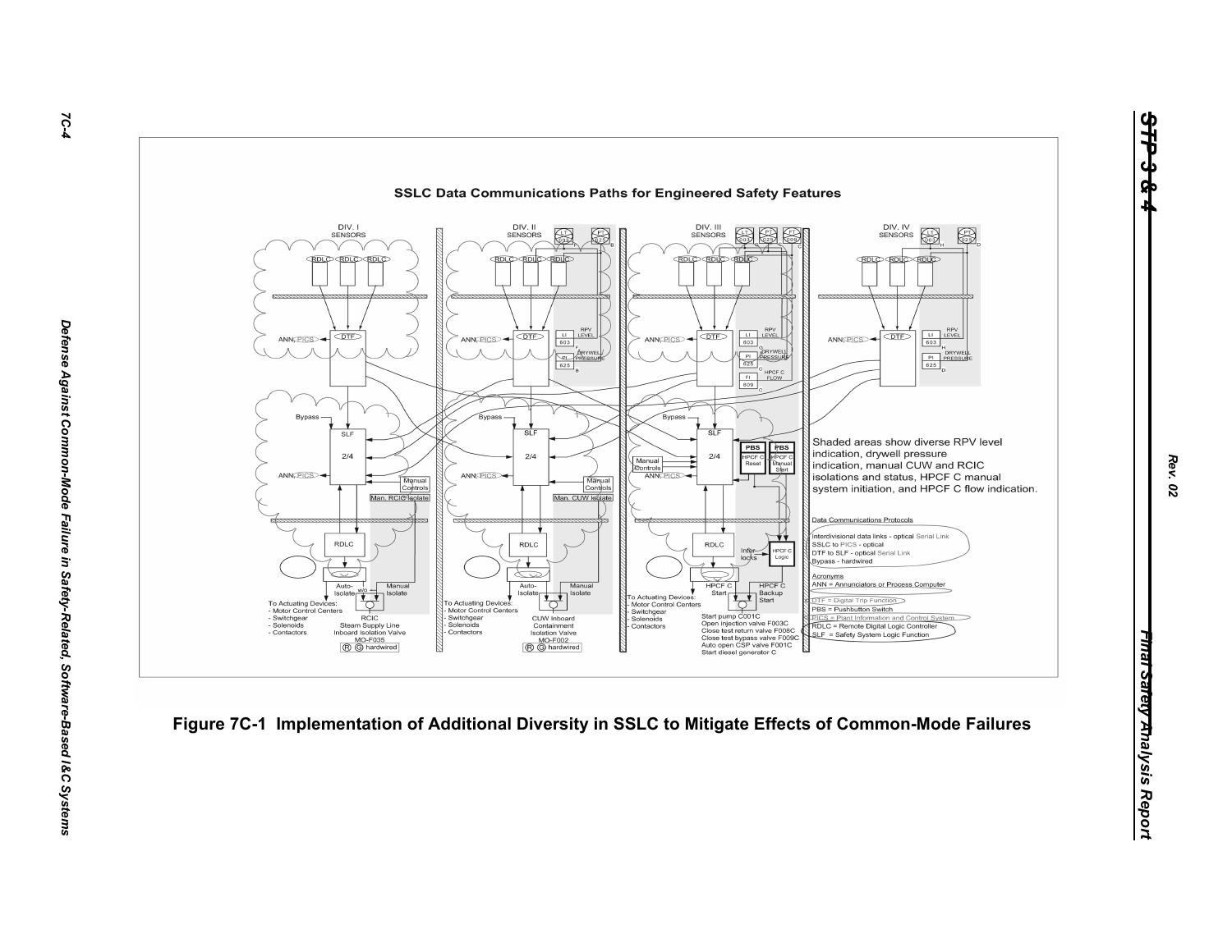SSLC Data Communications Paths for Engineered Safety Features

DIV. I SENSORS

DIV. II SENSORS

DIV. III SENSORS

DIV. IV SENSORS

RDLC RDLC RDLC

ANN, PICS

DTF

Bypass

SLF

2/4

Manual Controls

Man. RCIC Isolate

Man. CUW Isolate

RDLC

Auto-Isolate

Manual Isolate

To Actuating Devices:
- Motor Control Centers
- Switchgear
- Solenoids
- Contactors

RCIC Steam Supply Line Inboard Isolation Valve MO-F035

CUW Inboard Containment Isolation Valve MO-F002

Ⓡ Ⓖ hardwired

LI 603 RPV LEVEL

PI 625 DRYWELL PRESSURE

FI 609 HPCF C FLOW

PBS HPCF C Reset

PBS HPCF C Manual Start

Interlocks

HPCF C Logic

HPCF C Start

HPCF C Backup Start

Start pump C001C
Open injection valve F003C
Close test return valve F008C
Close test bypass valve F009C
Auto open CSP valve F001C
Start diesel generator C

Shaded areas show diverse RPV level indication, drywell pressure indication, manual CUW and RCIC isolations and status, HPCF C manual system initiation, and HPCF C flow indication.

Data Communications Protocols

Interdivisional data links - optical Serial Link
SSLC to PICS - optical
DTF to SLF - optical Serial Link
Bypass - hardwired

Acronyms

ANN = Annunciators or Process Computer
DTF = Digital Trip Function
PBS = Pushbutton Switch
PICS = Plant Information and Control System
RDLC = Remote Digital Logic Controller
SLF = Safety System Logic Function

Figure 7C-1 Implementation of Additional Diversity in SSLC to Mitigate Effects of Common-Mode Failures